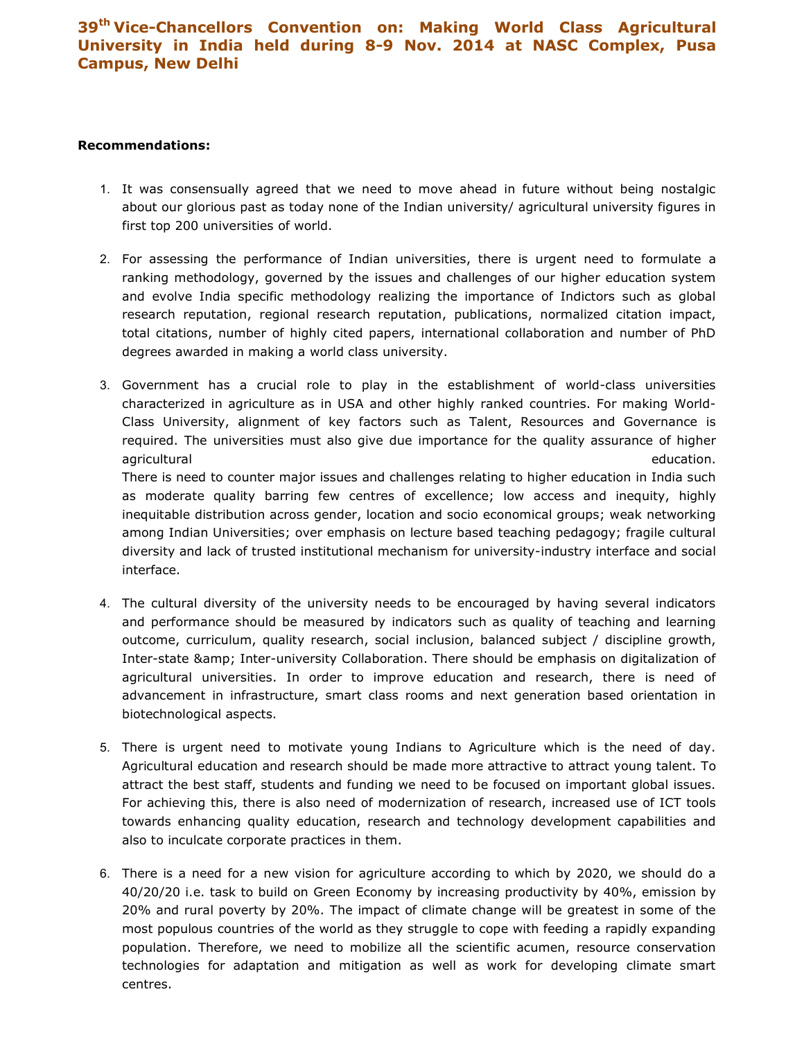# 39th Vice-Chancellors Convention on: Making World Class Agricultural University in India held during 8-9 Nov. 2014 at NASC Complex, Pusa Campus, New Delhi

**Recommendations:**

1. It was consensually agreed that we need to move ahead in future without being nostalgic about our glorious past as today none of the Indian university/ agricultural university figures in first top 200 universities of world.

2. For assessing the performance of Indian universities, there is urgent need to formulate a ranking methodology, governed by the issues and challenges of our higher education system and evolve India specific methodology realizing the importance of Indictors such as global research reputation, regional research reputation, publications, normalized citation impact, total citations, number of highly cited papers, international collaboration and number of PhD degrees awarded in making a world class university.

3. Government has a crucial role to play in the establishment of world-class universities characterized in agriculture as in USA and other highly ranked countries. For making World-Class University, alignment of key factors such as Talent, Resources and Governance is required. The universities must also give due importance for the quality assurance of higher agricultural education.
   There is need to counter major issues and challenges relating to higher education in India such as moderate quality barring few centres of excellence; low access and inequity, highly inequitable distribution across gender, location and socio economical groups; weak networking among Indian Universities; over emphasis on lecture based teaching pedagogy; fragile cultural diversity and lack of trusted institutional mechanism for university-industry interface and social interface.

4. The cultural diversity of the university needs to be encouraged by having several indicators and performance should be measured by indicators such as quality of teaching and learning outcome, curriculum, quality research, social inclusion, balanced subject / discipline growth, Inter-state &amp; Inter-university Collaboration. There should be emphasis on digitalization of agricultural universities. In order to improve education and research, there is need of advancement in infrastructure, smart class rooms and next generation based orientation in biotechnological aspects.

5. There is urgent need to motivate young Indians to Agriculture which is the need of day. Agricultural education and research should be made more attractive to attract young talent. To attract the best staff, students and funding we need to be focused on important global issues. For achieving this, there is also need of modernization of research, increased use of ICT tools towards enhancing quality education, research and technology development capabilities and also to inculcate corporate practices in them.

6. There is a need for a new vision for agriculture according to which by 2020, we should do a 40/20/20 i.e. task to build on Green Economy by increasing productivity by 40%, emission by 20% and rural poverty by 20%. The impact of climate change will be greatest in some of the most populous countries of the world as they struggle to cope with feeding a rapidly expanding population. Therefore, we need to mobilize all the scientific acumen, resource conservation technologies for adaptation and mitigation as well as work for developing climate smart centres.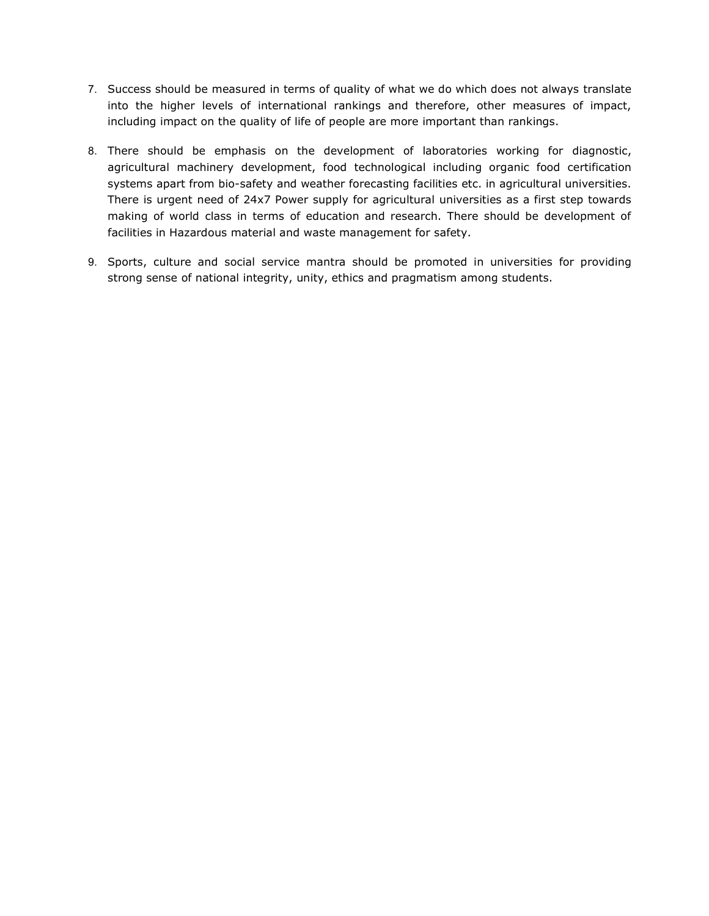7. Success should be measured in terms of quality of what we do which does not always translate into the higher levels of international rankings and therefore, other measures of impact, including impact on the quality of life of people are more important than rankings.

8. There should be emphasis on the development of laboratories working for diagnostic, agricultural machinery development, food technological including organic food certification systems apart from bio-safety and weather forecasting facilities etc. in agricultural universities. There is urgent need of 24x7 Power supply for agricultural universities as a first step towards making of world class in terms of education and research. There should be development of facilities in Hazardous material and waste management for safety.

9. Sports, culture and social service mantra should be promoted in universities for providing strong sense of national integrity, unity, ethics and pragmatism among students.